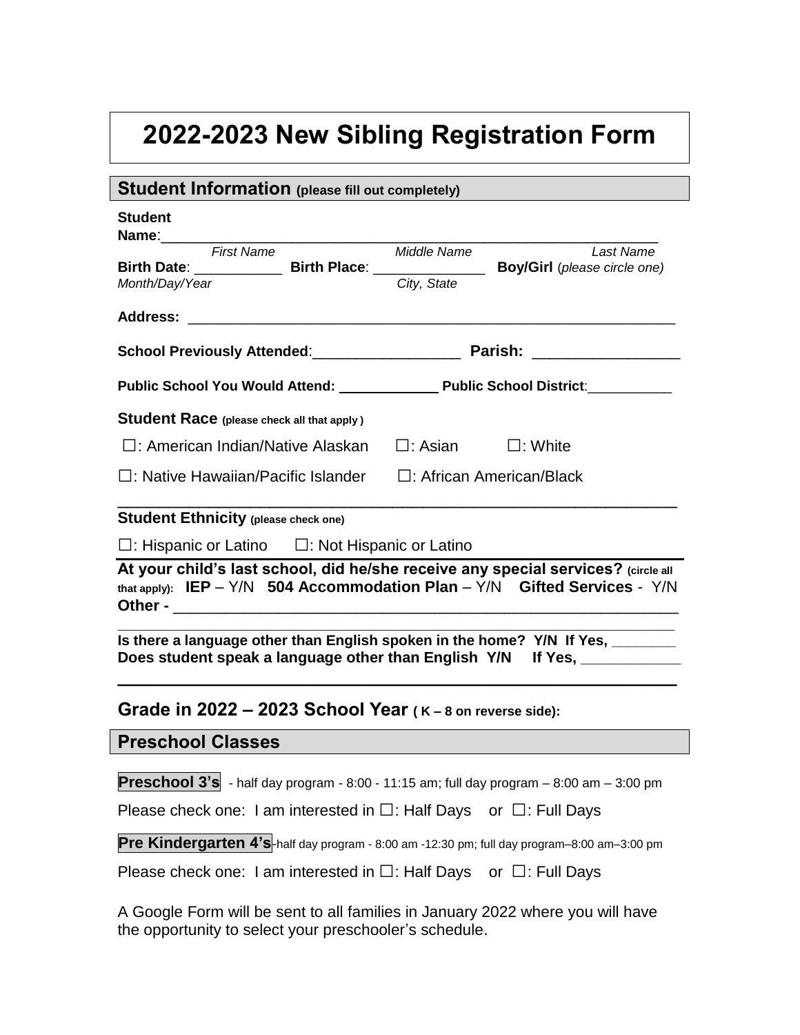# 2022-2023 New Sibling Registration Form

## Student Information (please fill out completely)

**Student Name**:_______________________________________________________________

*First Name* *Middle Name* *Last Name*

**Birth Date**: ___________ **Birth Place**: ______________ **Boy/Girl** (*please circle one*)

*Month/Day/Year* *City, State*

**Address:** ___________________________________________________________

**School Previously Attended**:__________________ **Parish:** _________________

**Public School You Would Attend:** _____________ **Public School District**:___________

**Student Race (please check all that apply)**

☐: American Indian/Native Alaskan ☐: Asian ☐: White

☐: Native Hawaiian/Pacific Islander ☐: African American/Black

**Student Ethnicity (please check one)**

☐: Hispanic or Latino ☐: Not Hispanic or Latino

**At your child's last school, did he/she receive any special services? (circle all that apply): IEP** – Y/N **504 Accommodation Plan** – Y/N **Gifted Services** - Y/N

**Other -** ___________________________________________________________

**Is there a language other than English spoken in the home? Y/N If Yes, ________**

**Does student speak a language other than English Y/N If Yes, ____________**

### Grade in 2022 – 2023 School Year ( K – 8 on reverse side):

## Preschool Classes

**Preschool 3's** - half day program - 8:00 - 11:15 am; full day program – 8:00 am – 3:00 pm

Please check one: I am interested in ☐: Half Days or ☐: Full Days

**Pre Kindergarten 4's**-half day program - 8:00 am -12:30 pm; full day program–8:00 am–3:00 pm

Please check one: I am interested in ☐: Half Days or ☐: Full Days

A Google Form will be sent to all families in January 2022 where you will have the opportunity to select your preschooler's schedule.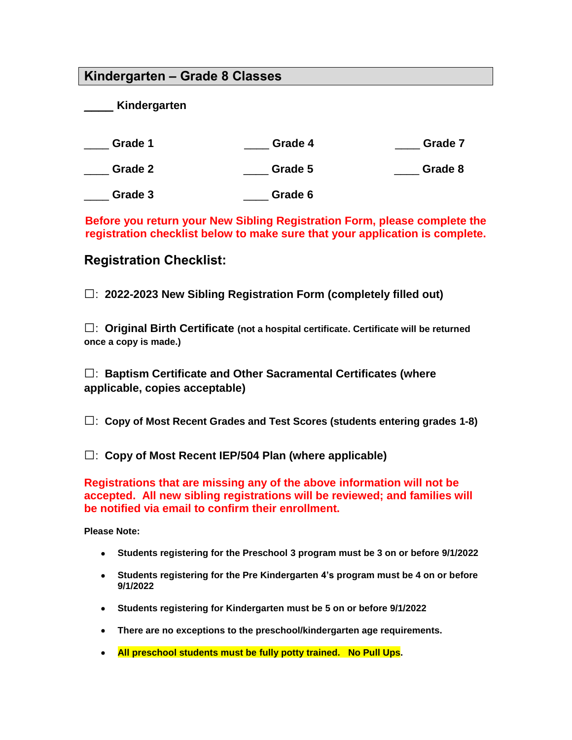## Kindergarten – Grade 8 Classes

_____ **Kindergarten**

| | | |
|---|---|---|
| ____ **Grade 1** | ____ **Grade 4** | ____ **Grade 7** |
| ____ **Grade 2** | ____ **Grade 5** | ____ **Grade 8** |
| ____ **Grade 3** | ____ **Grade 6** | |

**Before you return your New Sibling Registration Form, please complete the registration checklist below to make sure that your application is complete.**

## Registration Checklist:

☐: **2022-2023 New Sibling Registration Form (completely filled out)**

☐: **Original Birth Certificate (not a hospital certificate. Certificate will be returned once a copy is made.)**

☐: **Baptism Certificate and Other Sacramental Certificates (where applicable, copies acceptable)**

☐: **Copy of Most Recent Grades and Test Scores (students entering grades 1-8)**

☐: **Copy of Most Recent IEP/504 Plan (where applicable)**

**Registrations that are missing any of the above information will not be accepted. All new sibling registrations will be reviewed; and families will be notified via email to confirm their enrollment.**

**Please Note:**

- **Students registering for the Preschool 3 program must be 3 on or before 9/1/2022**
- **Students registering for the Pre Kindergarten 4's program must be 4 on or before 9/1/2022**
- **Students registering for Kindergarten must be 5 on or before 9/1/2022**
- **There are no exceptions to the preschool/kindergarten age requirements.**
- **All preschool students must be fully potty trained. No Pull Ups.**